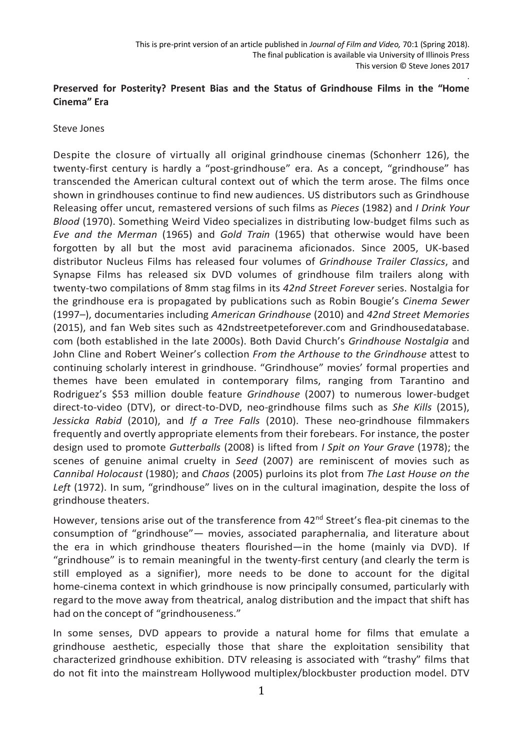This is pre-print version of an article published in *Journal of Film and Video,* 70:1 (Spring 2018).
The final publication is available via University of Illinois Press
This version © Steve Jones 2017

# Preserved for Posterity? Present Bias and the Status of Grindhouse Films in the "Home Cinema" Era

Steve Jones

Despite the closure of virtually all original grindhouse cinemas (Schonherr 126), the twenty-first century is hardly a "post-grindhouse" era. As a concept, "grindhouse" has transcended the American cultural context out of which the term arose. The films once shown in grindhouses continue to find new audiences. US distributors such as Grindhouse Releasing offer uncut, remastered versions of such films as *Pieces* (1982) and *I Drink Your Blood* (1970). Something Weird Video specializes in distributing low-budget films such as *Eve and the Merman* (1965) and *Gold Train* (1965) that otherwise would have been forgotten by all but the most avid paracinema aficionados. Since 2005, UK-based distributor Nucleus Films has released four volumes of *Grindhouse Trailer Classics*, and Synapse Films has released six DVD volumes of grindhouse film trailers along with twenty-two compilations of 8mm stag films in its *42nd Street Forever* series. Nostalgia for the grindhouse era is propagated by publications such as Robin Bougie's *Cinema Sewer* (1997–), documentaries including *American Grindhouse* (2010) and *42nd Street Memories* (2015), and fan Web sites such as 42ndstreetpeteforever.com and Grindhousedatabase.com (both established in the late 2000s). Both David Church's *Grindhouse Nostalgia* and John Cline and Robert Weiner's collection *From the Arthouse to the Grindhouse* attest to continuing scholarly interest in grindhouse. "Grindhouse" movies' formal properties and themes have been emulated in contemporary films, ranging from Tarantino and Rodriguez's $53 million double feature *Grindhouse* (2007) to numerous lower-budget direct-to-video (DTV), or direct-to-DVD, neo-grindhouse films such as *She Kills* (2015), *Jessicka Rabid* (2010), and *If a Tree Falls* (2010). These neo-grindhouse filmmakers frequently and overtly appropriate elements from their forebears. For instance, the poster design used to promote *Gutterballs* (2008) is lifted from *I Spit on Your Grave* (1978); the scenes of genuine animal cruelty in *Seed* (2007) are reminiscent of movies such as *Cannibal Holocaust* (1980); and *Chaos* (2005) purloins its plot from *The Last House on the Left* (1972). In sum, "grindhouse" lives on in the cultural imagination, despite the loss of grindhouse theaters.

However, tensions arise out of the transference from 42nd Street's flea-pit cinemas to the consumption of "grindhouse"— movies, associated paraphernalia, and literature about the era in which grindhouse theaters flourished—in the home (mainly via DVD). If "grindhouse" is to remain meaningful in the twenty-first century (and clearly the term is still employed as a signifier), more needs to be done to account for the digital home-cinema context in which grindhouse is now principally consumed, particularly with regard to the move away from theatrical, analog distribution and the impact that shift has had on the concept of "grindhouseness."

In some senses, DVD appears to provide a natural home for films that emulate a grindhouse aesthetic, especially those that share the exploitation sensibility that characterized grindhouse exhibition. DTV releasing is associated with "trashy" films that do not fit into the mainstream Hollywood multiplex/blockbuster production model. DTV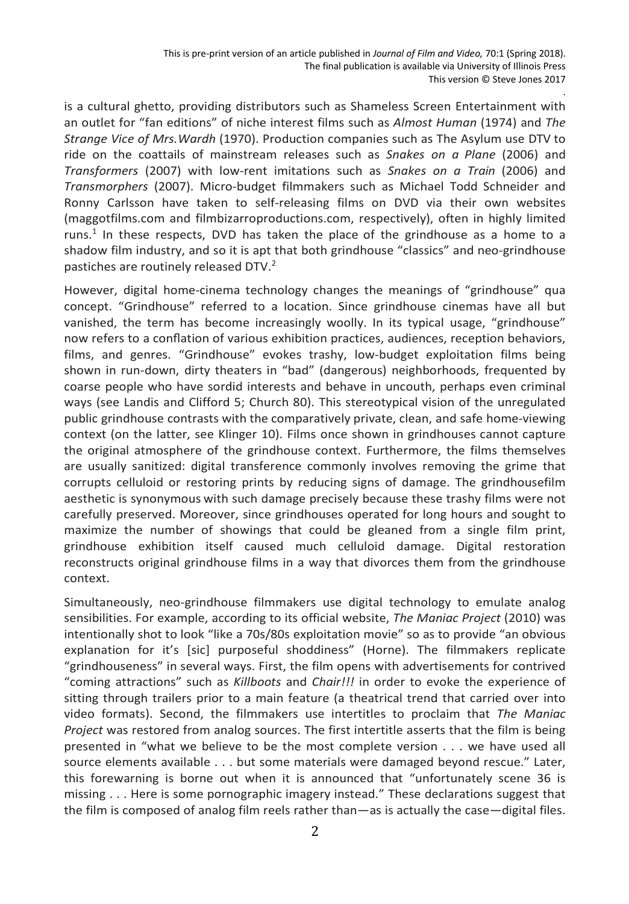is a cultural ghetto, providing distributors such as Shameless Screen Entertainment with an outlet for "fan editions" of niche interest films such as *Almost Human* (1974) and *The Strange Vice of Mrs.Wardh* (1970). Production companies such as The Asylum use DTV to ride on the coattails of mainstream releases such as *Snakes on a Plane* (2006) and *Transformers* (2007) with low-rent imitations such as *Snakes on a Train* (2006) and *Transmorphers* (2007). Micro-budget filmmakers such as Michael Todd Schneider and Ronny Carlsson have taken to self-releasing films on DVD via their own websites (maggotfilms.com and filmbizarroproductions.com, respectively), often in highly limited runs.[1] In these respects, DVD has taken the place of the grindhouse as a home to a shadow film industry, and so it is apt that both grindhouse "classics" and neo-grindhouse pastiches are routinely released DTV.[2]

However, digital home-cinema technology changes the meanings of "grindhouse" qua concept. "Grindhouse" referred to a location. Since grindhouse cinemas have all but vanished, the term has become increasingly woolly. In its typical usage, "grindhouse" now refers to a conflation of various exhibition practices, audiences, reception behaviors, films, and genres. "Grindhouse" evokes trashy, low-budget exploitation films being shown in run-down, dirty theaters in "bad" (dangerous) neighborhoods, frequented by coarse people who have sordid interests and behave in uncouth, perhaps even criminal ways (see Landis and Clifford 5; Church 80). This stereotypical vision of the unregulated public grindhouse contrasts with the comparatively private, clean, and safe home-viewing context (on the latter, see Klinger 10). Films once shown in grindhouses cannot capture the original atmosphere of the grindhouse context. Furthermore, the films themselves are usually sanitized: digital transference commonly involves removing the grime that corrupts celluloid or restoring prints by reducing signs of damage. The grindhousefilm aesthetic is synonymous with such damage precisely because these trashy films were not carefully preserved. Moreover, since grindhouses operated for long hours and sought to maximize the number of showings that could be gleaned from a single film print, grindhouse exhibition itself caused much celluloid damage. Digital restoration reconstructs original grindhouse films in a way that divorces them from the grindhouse context.

Simultaneously, neo-grindhouse filmmakers use digital technology to emulate analog sensibilities. For example, according to its official website, *The Maniac Project* (2010) was intentionally shot to look "like a 70s/80s exploitation movie" so as to provide "an obvious explanation for it's [sic] purposeful shoddiness" (Horne). The filmmakers replicate "grindhouseness" in several ways. First, the film opens with advertisements for contrived "coming attractions" such as *Killboots* and *Chair!!!* in order to evoke the experience of sitting through trailers prior to a main feature (a theatrical trend that carried over into video formats). Second, the filmmakers use intertitles to proclaim that *The Maniac Project* was restored from analog sources. The first intertitle asserts that the film is being presented in "what we believe to be the most complete version . . . we have used all source elements available . . . but some materials were damaged beyond rescue." Later, this forewarning is borne out when it is announced that "unfortunately scene 36 is missing . . . Here is some pornographic imagery instead." These declarations suggest that the film is composed of analog film reels rather than—as is actually the case—digital files.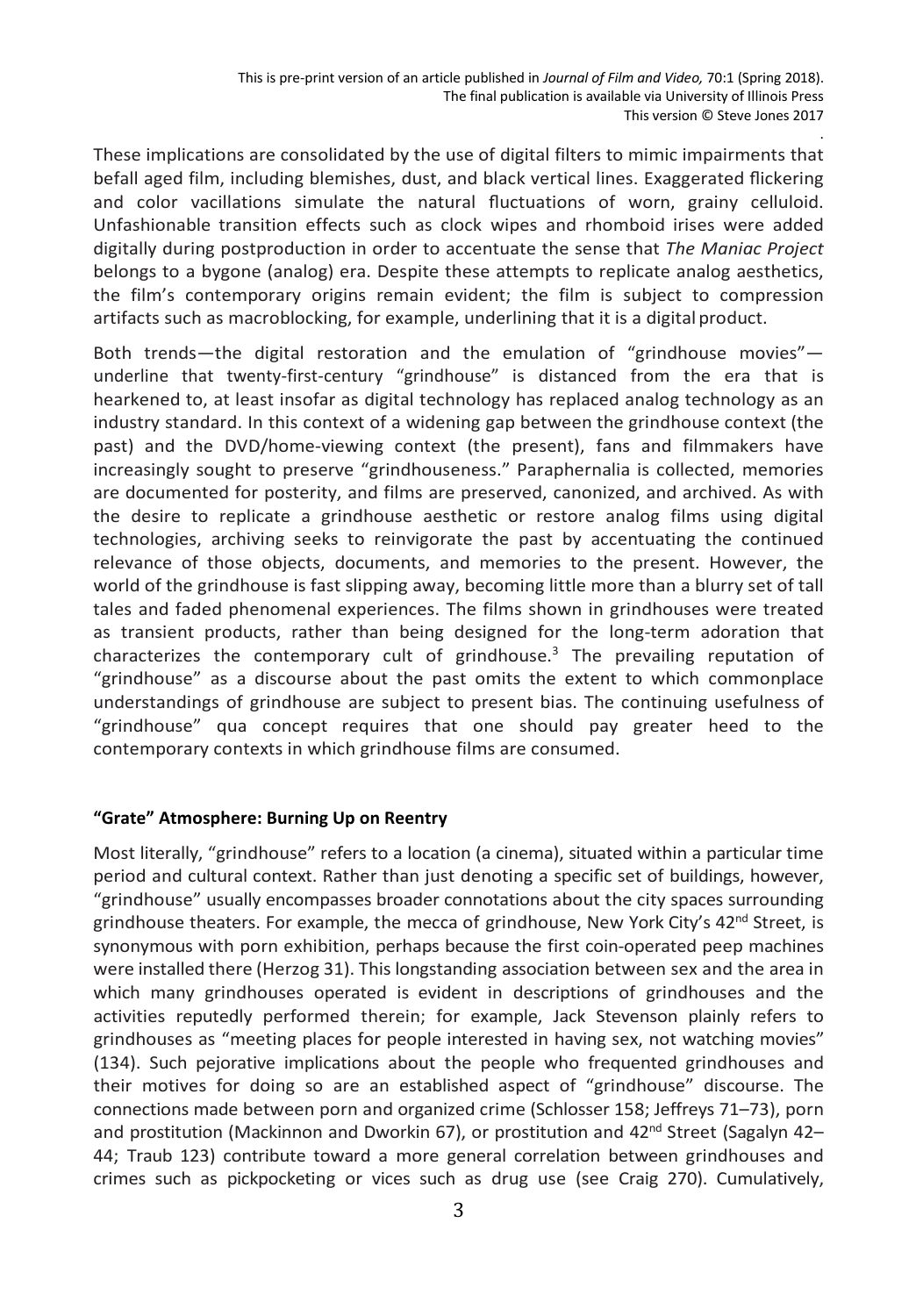These implications are consolidated by the use of digital filters to mimic impairments that befall aged film, including blemishes, dust, and black vertical lines. Exaggerated flickering and color vacillations simulate the natural fluctuations of worn, grainy celluloid. Unfashionable transition effects such as clock wipes and rhomboid irises were added digitally during postproduction in order to accentuate the sense that *The Maniac Project* belongs to a bygone (analog) era. Despite these attempts to replicate analog aesthetics, the film's contemporary origins remain evident; the film is subject to compression artifacts such as macroblocking, for example, underlining that it is a digital product.

Both trends—the digital restoration and the emulation of "grindhouse movies"—underline that twenty-first-century "grindhouse" is distanced from the era that is hearkened to, at least insofar as digital technology has replaced analog technology as an industry standard. In this context of a widening gap between the grindhouse context (the past) and the DVD/home-viewing context (the present), fans and filmmakers have increasingly sought to preserve "grindhouseness." Paraphernalia is collected, memories are documented for posterity, and films are preserved, canonized, and archived. As with the desire to replicate a grindhouse aesthetic or restore analog films using digital technologies, archiving seeks to reinvigorate the past by accentuating the continued relevance of those objects, documents, and memories to the present. However, the world of the grindhouse is fast slipping away, becoming little more than a blurry set of tall tales and faded phenomenal experiences. The films shown in grindhouses were treated as transient products, rather than being designed for the long-term adoration that characterizes the contemporary cult of grindhouse.[3] The prevailing reputation of "grindhouse" as a discourse about the past omits the extent to which commonplace understandings of grindhouse are subject to present bias. The continuing usefulness of "grindhouse" qua concept requires that one should pay greater heed to the contemporary contexts in which grindhouse films are consumed.

**"Grate" Atmosphere: Burning Up on Reentry**

Most literally, "grindhouse" refers to a location (a cinema), situated within a particular time period and cultural context. Rather than just denoting a specific set of buildings, however, "grindhouse" usually encompasses broader connotations about the city spaces surrounding grindhouse theaters. For example, the mecca of grindhouse, New York City's 42nd Street, is synonymous with porn exhibition, perhaps because the first coin-operated peep machines were installed there (Herzog 31). This longstanding association between sex and the area in which many grindhouses operated is evident in descriptions of grindhouses and the activities reputedly performed therein; for example, Jack Stevenson plainly refers to grindhouses as "meeting places for people interested in having sex, not watching movies" (134). Such pejorative implications about the people who frequented grindhouses and their motives for doing so are an established aspect of "grindhouse" discourse. The connections made between porn and organized crime (Schlosser 158; Jeffreys 71–73), porn and prostitution (Mackinnon and Dworkin 67), or prostitution and 42nd Street (Sagalyn 42–44; Traub 123) contribute toward a more general correlation between grindhouses and crimes such as pickpocketing or vices such as drug use (see Craig 270). Cumulatively,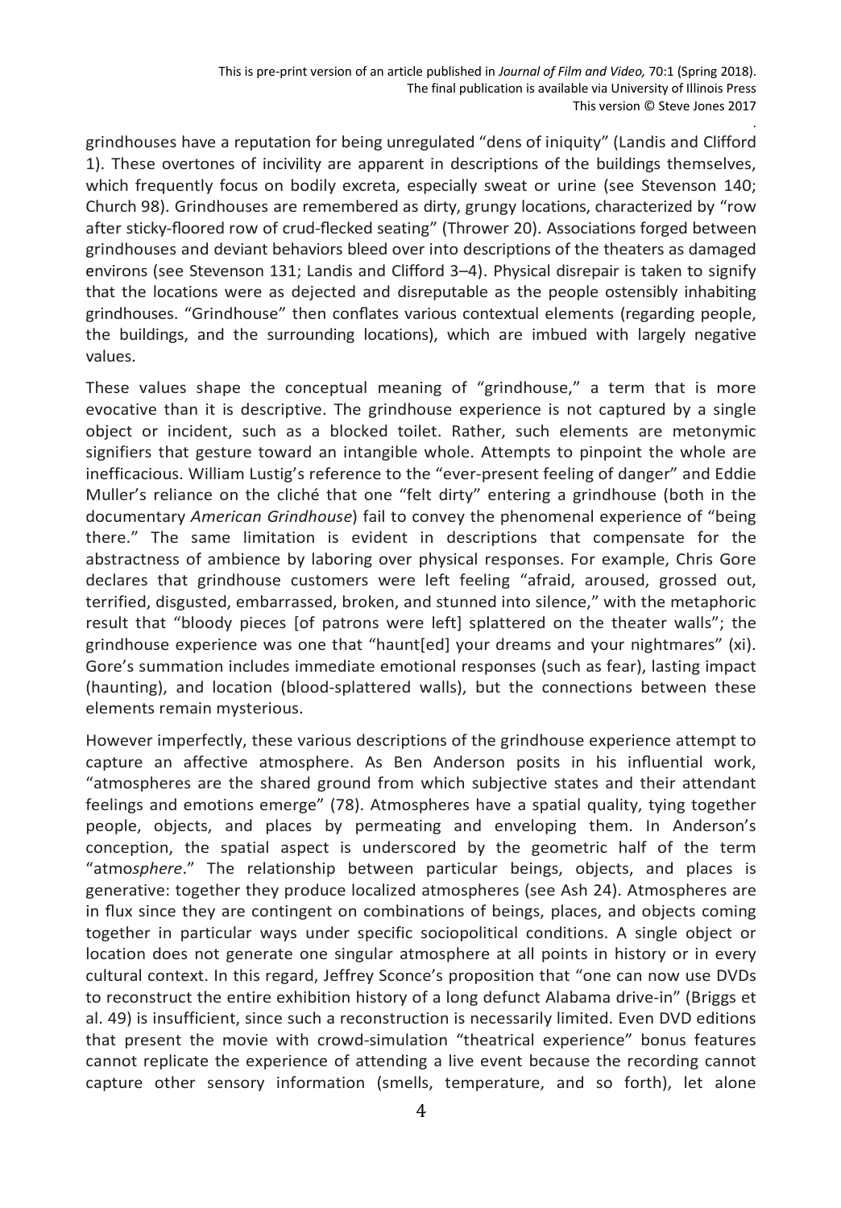grindhouses have a reputation for being unregulated "dens of iniquity" (Landis and Clifford 1). These overtones of incivility are apparent in descriptions of the buildings themselves, which frequently focus on bodily excreta, especially sweat or urine (see Stevenson 140; Church 98). Grindhouses are remembered as dirty, grungy locations, characterized by "row after sticky-floored row of crud-flecked seating" (Thrower 20). Associations forged between grindhouses and deviant behaviors bleed over into descriptions of the theaters as damaged environs (see Stevenson 131; Landis and Clifford 3–4). Physical disrepair is taken to signify that the locations were as dejected and disreputable as the people ostensibly inhabiting grindhouses. "Grindhouse" then conflates various contextual elements (regarding people, the buildings, and the surrounding locations), which are imbued with largely negative values.

These values shape the conceptual meaning of "grindhouse," a term that is more evocative than it is descriptive. The grindhouse experience is not captured by a single object or incident, such as a blocked toilet. Rather, such elements are metonymic signifiers that gesture toward an intangible whole. Attempts to pinpoint the whole are inefficacious. William Lustig's reference to the "ever-present feeling of danger" and Eddie Muller's reliance on the cliché that one "felt dirty" entering a grindhouse (both in the documentary *American Grindhouse*) fail to convey the phenomenal experience of "being there." The same limitation is evident in descriptions that compensate for the abstractness of ambience by laboring over physical responses. For example, Chris Gore declares that grindhouse customers were left feeling "afraid, aroused, grossed out, terrified, disgusted, embarrassed, broken, and stunned into silence," with the metaphoric result that "bloody pieces [of patrons were left] splattered on the theater walls"; the grindhouse experience was one that "haunt[ed] your dreams and your nightmares" (xi). Gore's summation includes immediate emotional responses (such as fear), lasting impact (haunting), and location (blood-splattered walls), but the connections between these elements remain mysterious.

However imperfectly, these various descriptions of the grindhouse experience attempt to capture an affective atmosphere. As Ben Anderson posits in his influential work, "atmospheres are the shared ground from which subjective states and their attendant feelings and emotions emerge" (78). Atmospheres have a spatial quality, tying together people, objects, and places by permeating and enveloping them. In Anderson's conception, the spatial aspect is underscored by the geometric half of the term "atmo*sphere*." The relationship between particular beings, objects, and places is generative: together they produce localized atmospheres (see Ash 24). Atmospheres are in flux since they are contingent on combinations of beings, places, and objects coming together in particular ways under specific sociopolitical conditions. A single object or location does not generate one singular atmosphere at all points in history or in every cultural context. In this regard, Jeffrey Sconce's proposition that "one can now use DVDs to reconstruct the entire exhibition history of a long defunct Alabama drive-in" (Briggs et al. 49) is insufficient, since such a reconstruction is necessarily limited. Even DVD editions that present the movie with crowd-simulation "theatrical experience" bonus features cannot replicate the experience of attending a live event because the recording cannot capture other sensory information (smells, temperature, and so forth), let alone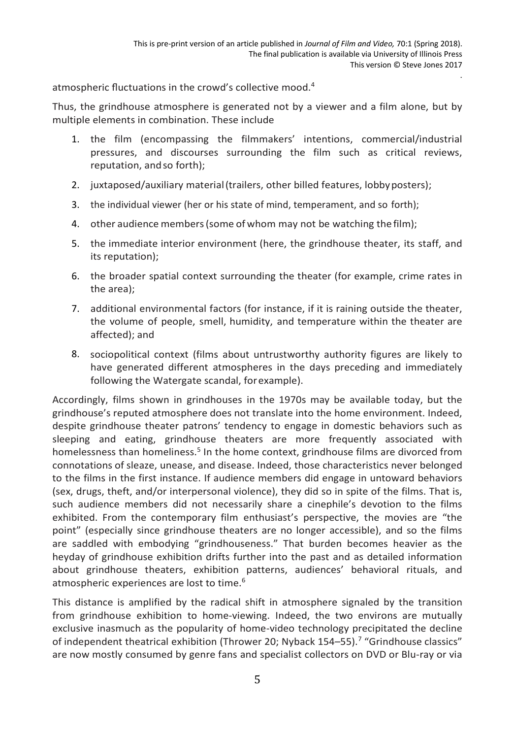atmospheric fluctuations in the crowd's collective mood.[4]

Thus, the grindhouse atmosphere is generated not by a viewer and a film alone, but by multiple elements in combination. These include

1. the film (encompassing the filmmakers' intentions, commercial/industrial pressures, and discourses surrounding the film such as critical reviews, reputation, and so forth);
2. juxtaposed/auxiliary material (trailers, other billed features, lobby posters);
3. the individual viewer (her or his state of mind, temperament, and so forth);
4. other audience members (some of whom may not be watching the film);
5. the immediate interior environment (here, the grindhouse theater, its staff, and its reputation);
6. the broader spatial context surrounding the theater (for example, crime rates in the area);
7. additional environmental factors (for instance, if it is raining outside the theater, the volume of people, smell, humidity, and temperature within the theater are affected); and
8. sociopolitical context (films about untrustworthy authority figures are likely to have generated different atmospheres in the days preceding and immediately following the Watergate scandal, for example).

Accordingly, films shown in grindhouses in the 1970s may be available today, but the grindhouse's reputed atmosphere does not translate into the home environment. Indeed, despite grindhouse theater patrons' tendency to engage in domestic behaviors such as sleeping and eating, grindhouse theaters are more frequently associated with homelessness than homeliness.[5] In the home context, grindhouse films are divorced from connotations of sleaze, unease, and disease. Indeed, those characteristics never belonged to the films in the first instance. If audience members did engage in untoward behaviors (sex, drugs, theft, and/or interpersonal violence), they did so in spite of the films. That is, such audience members did not necessarily share a cinephile's devotion to the films exhibited. From the contemporary film enthusiast's perspective, the movies are "the point" (especially since grindhouse theaters are no longer accessible), and so the films are saddled with embodying "grindhouseness." That burden becomes heavier as the heyday of grindhouse exhibition drifts further into the past and as detailed information about grindhouse theaters, exhibition patterns, audiences' behavioral rituals, and atmospheric experiences are lost to time.[6]

This distance is amplified by the radical shift in atmosphere signaled by the transition from grindhouse exhibition to home-viewing. Indeed, the two environs are mutually exclusive inasmuch as the popularity of home-video technology precipitated the decline of independent theatrical exhibition (Thrower 20; Nyback 154–55).[7] "Grindhouse classics" are now mostly consumed by genre fans and specialist collectors on DVD or Blu-ray or via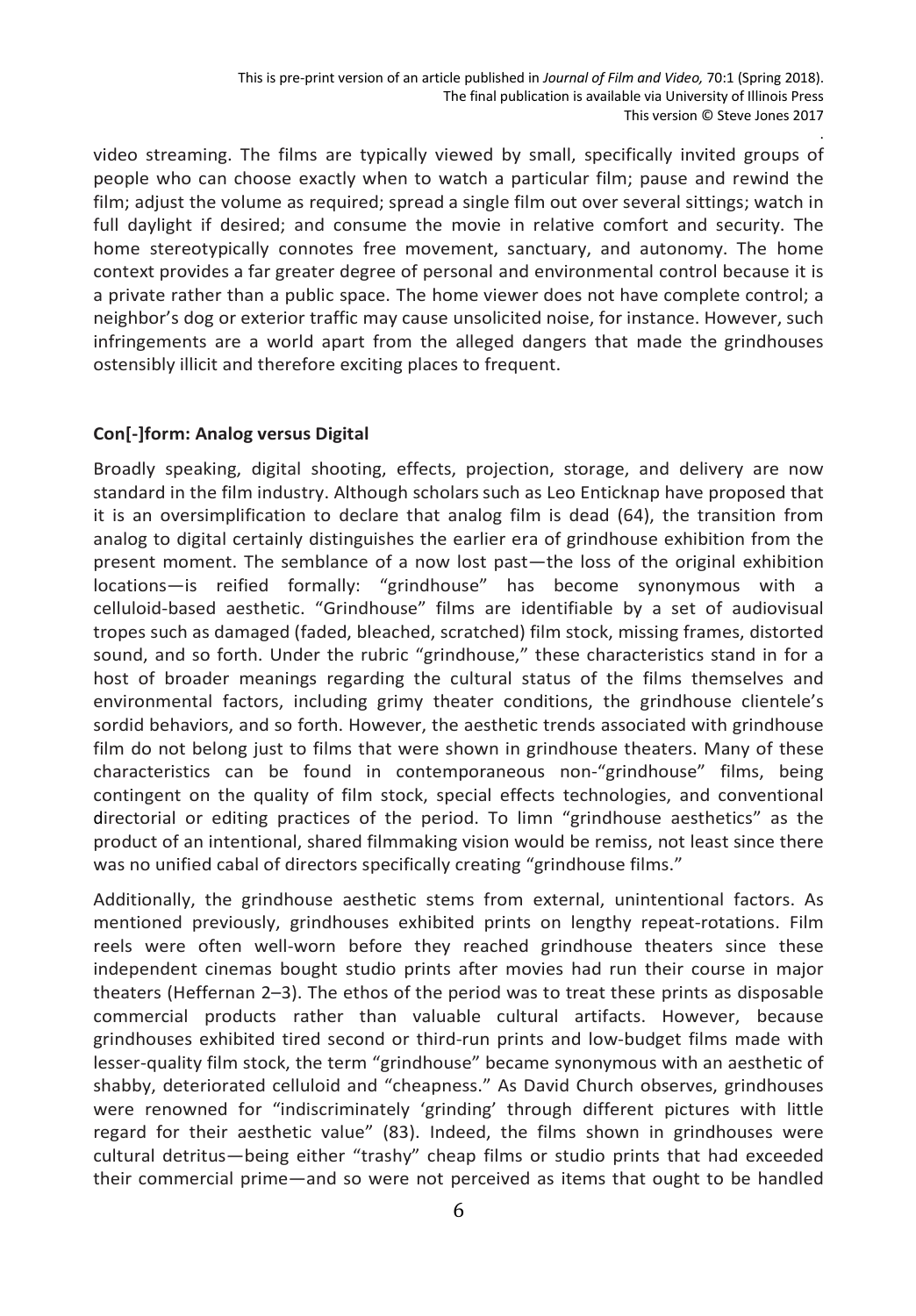video streaming. The films are typically viewed by small, specifically invited groups of people who can choose exactly when to watch a particular film; pause and rewind the film; adjust the volume as required; spread a single film out over several sittings; watch in full daylight if desired; and consume the movie in relative comfort and security. The home stereotypically connotes free movement, sanctuary, and autonomy. The home context provides a far greater degree of personal and environmental control because it is a private rather than a public space. The home viewer does not have complete control; a neighbor's dog or exterior traffic may cause unsolicited noise, for instance. However, such infringements are a world apart from the alleged dangers that made the grindhouses ostensibly illicit and therefore exciting places to frequent.

## Con[-]form: Analog versus Digital

Broadly speaking, digital shooting, effects, projection, storage, and delivery are now standard in the film industry. Although scholars such as Leo Enticknap have proposed that it is an oversimplification to declare that analog film is dead (64), the transition from analog to digital certainly distinguishes the earlier era of grindhouse exhibition from the present moment. The semblance of a now lost past—the loss of the original exhibition locations—is reified formally: "grindhouse" has become synonymous with a celluloid-based aesthetic. "Grindhouse" films are identifiable by a set of audiovisual tropes such as damaged (faded, bleached, scratched) film stock, missing frames, distorted sound, and so forth. Under the rubric "grindhouse," these characteristics stand in for a host of broader meanings regarding the cultural status of the films themselves and environmental factors, including grimy theater conditions, the grindhouse clientele's sordid behaviors, and so forth. However, the aesthetic trends associated with grindhouse film do not belong just to films that were shown in grindhouse theaters. Many of these characteristics can be found in contemporaneous non-"grindhouse" films, being contingent on the quality of film stock, special effects technologies, and conventional directorial or editing practices of the period. To limn "grindhouse aesthetics" as the product of an intentional, shared filmmaking vision would be remiss, not least since there was no unified cabal of directors specifically creating "grindhouse films."

Additionally, the grindhouse aesthetic stems from external, unintentional factors. As mentioned previously, grindhouses exhibited prints on lengthy repeat-rotations. Film reels were often well-worn before they reached grindhouse theaters since these independent cinemas bought studio prints after movies had run their course in major theaters (Heffernan 2–3). The ethos of the period was to treat these prints as disposable commercial products rather than valuable cultural artifacts. However, because grindhouses exhibited tired second or third-run prints and low-budget films made with lesser-quality film stock, the term "grindhouse" became synonymous with an aesthetic of shabby, deteriorated celluloid and "cheapness." As David Church observes, grindhouses were renowned for "indiscriminately 'grinding' through different pictures with little regard for their aesthetic value" (83). Indeed, the films shown in grindhouses were cultural detritus—being either "trashy" cheap films or studio prints that had exceeded their commercial prime—and so were not perceived as items that ought to be handled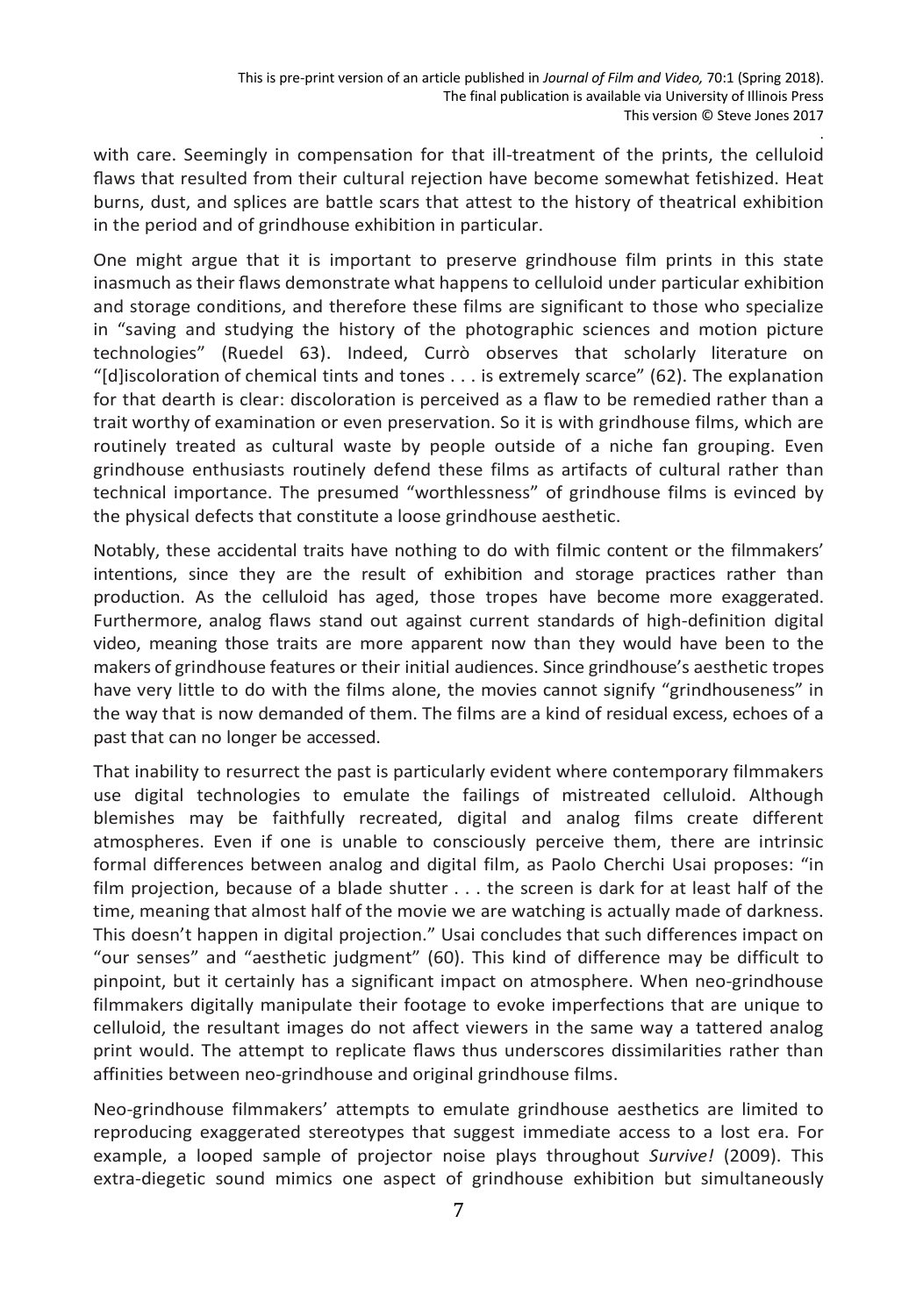with care. Seemingly in compensation for that ill-treatment of the prints, the celluloid flaws that resulted from their cultural rejection have become somewhat fetishized. Heat burns, dust, and splices are battle scars that attest to the history of theatrical exhibition in the period and of grindhouse exhibition in particular.

One might argue that it is important to preserve grindhouse film prints in this state inasmuch as their flaws demonstrate what happens to celluloid under particular exhibition and storage conditions, and therefore these films are significant to those who specialize in "saving and studying the history of the photographic sciences and motion picture technologies" (Ruedel 63). Indeed, Currò observes that scholarly literature on "[d]iscoloration of chemical tints and tones . . . is extremely scarce" (62). The explanation for that dearth is clear: discoloration is perceived as a flaw to be remedied rather than a trait worthy of examination or even preservation. So it is with grindhouse films, which are routinely treated as cultural waste by people outside of a niche fan grouping. Even grindhouse enthusiasts routinely defend these films as artifacts of cultural rather than technical importance. The presumed "worthlessness" of grindhouse films is evinced by the physical defects that constitute a loose grindhouse aesthetic.

Notably, these accidental traits have nothing to do with filmic content or the filmmakers' intentions, since they are the result of exhibition and storage practices rather than production. As the celluloid has aged, those tropes have become more exaggerated. Furthermore, analog flaws stand out against current standards of high-definition digital video, meaning those traits are more apparent now than they would have been to the makers of grindhouse features or their initial audiences. Since grindhouse's aesthetic tropes have very little to do with the films alone, the movies cannot signify "grindhouseness" in the way that is now demanded of them. The films are a kind of residual excess, echoes of a past that can no longer be accessed.

That inability to resurrect the past is particularly evident where contemporary filmmakers use digital technologies to emulate the failings of mistreated celluloid. Although blemishes may be faithfully recreated, digital and analog films create different atmospheres. Even if one is unable to consciously perceive them, there are intrinsic formal differences between analog and digital film, as Paolo Cherchi Usai proposes: "in film projection, because of a blade shutter . . . the screen is dark for at least half of the time, meaning that almost half of the movie we are watching is actually made of darkness. This doesn't happen in digital projection." Usai concludes that such differences impact on "our senses" and "aesthetic judgment" (60). This kind of difference may be difficult to pinpoint, but it certainly has a significant impact on atmosphere. When neo-grindhouse filmmakers digitally manipulate their footage to evoke imperfections that are unique to celluloid, the resultant images do not affect viewers in the same way a tattered analog print would. The attempt to replicate flaws thus underscores dissimilarities rather than affinities between neo-grindhouse and original grindhouse films.

Neo-grindhouse filmmakers' attempts to emulate grindhouse aesthetics are limited to reproducing exaggerated stereotypes that suggest immediate access to a lost era. For example, a looped sample of projector noise plays throughout *Survive!* (2009). This extra-diegetic sound mimics one aspect of grindhouse exhibition but simultaneously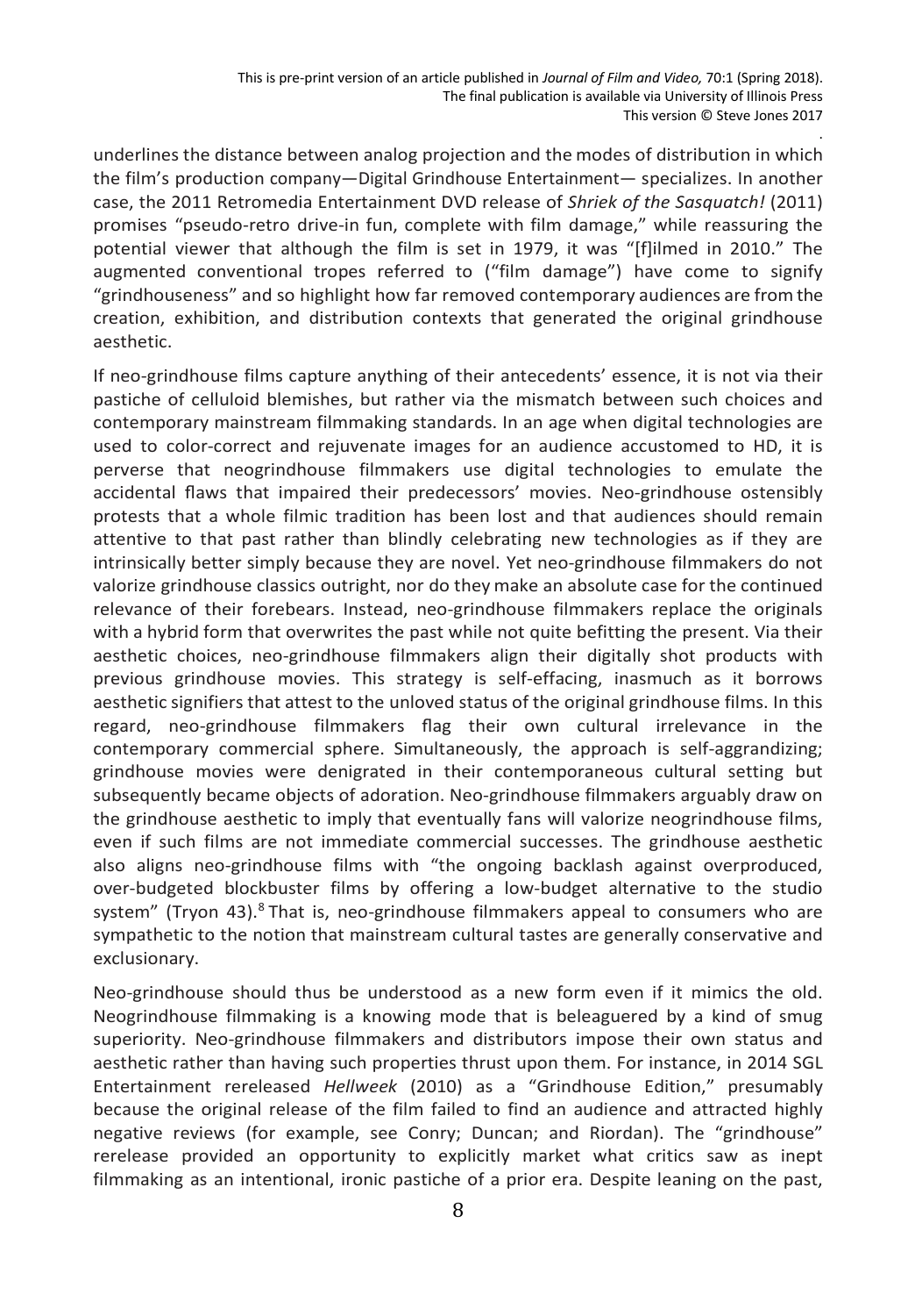underlines the distance between analog projection and the modes of distribution in which the film's production company—Digital Grindhouse Entertainment— specializes. In another case, the 2011 Retromedia Entertainment DVD release of *Shriek of the Sasquatch!* (2011) promises "pseudo-retro drive-in fun, complete with film damage," while reassuring the potential viewer that although the film is set in 1979, it was "[f]ilmed in 2010." The augmented conventional tropes referred to ("film damage") have come to signify "grindhouseness" and so highlight how far removed contemporary audiences are from the creation, exhibition, and distribution contexts that generated the original grindhouse aesthetic.

If neo-grindhouse films capture anything of their antecedents' essence, it is not via their pastiche of celluloid blemishes, but rather via the mismatch between such choices and contemporary mainstream filmmaking standards. In an age when digital technologies are used to color-correct and rejuvenate images for an audience accustomed to HD, it is perverse that neogrindhouse filmmakers use digital technologies to emulate the accidental flaws that impaired their predecessors' movies. Neo-grindhouse ostensibly protests that a whole filmic tradition has been lost and that audiences should remain attentive to that past rather than blindly celebrating new technologies as if they are intrinsically better simply because they are novel. Yet neo-grindhouse filmmakers do not valorize grindhouse classics outright, nor do they make an absolute case for the continued relevance of their forebears. Instead, neo-grindhouse filmmakers replace the originals with a hybrid form that overwrites the past while not quite befitting the present. Via their aesthetic choices, neo-grindhouse filmmakers align their digitally shot products with previous grindhouse movies. This strategy is self-effacing, inasmuch as it borrows aesthetic signifiers that attest to the unloved status of the original grindhouse films. In this regard, neo-grindhouse filmmakers flag their own cultural irrelevance in the contemporary commercial sphere. Simultaneously, the approach is self-aggrandizing; grindhouse movies were denigrated in their contemporaneous cultural setting but subsequently became objects of adoration. Neo-grindhouse filmmakers arguably draw on the grindhouse aesthetic to imply that eventually fans will valorize neogrindhouse films, even if such films are not immediate commercial successes. The grindhouse aesthetic also aligns neo-grindhouse films with "the ongoing backlash against overproduced, over-budgeted blockbuster films by offering a low-budget alternative to the studio system" (Tryon 43).[8] That is, neo-grindhouse filmmakers appeal to consumers who are sympathetic to the notion that mainstream cultural tastes are generally conservative and exclusionary.

Neo-grindhouse should thus be understood as a new form even if it mimics the old. Neogrindhouse filmmaking is a knowing mode that is beleaguered by a kind of smug superiority. Neo-grindhouse filmmakers and distributors impose their own status and aesthetic rather than having such properties thrust upon them. For instance, in 2014 SGL Entertainment rereleased *Hellweek* (2010) as a "Grindhouse Edition," presumably because the original release of the film failed to find an audience and attracted highly negative reviews (for example, see Conry; Duncan; and Riordan). The "grindhouse" rerelease provided an opportunity to explicitly market what critics saw as inept filmmaking as an intentional, ironic pastiche of a prior era. Despite leaning on the past,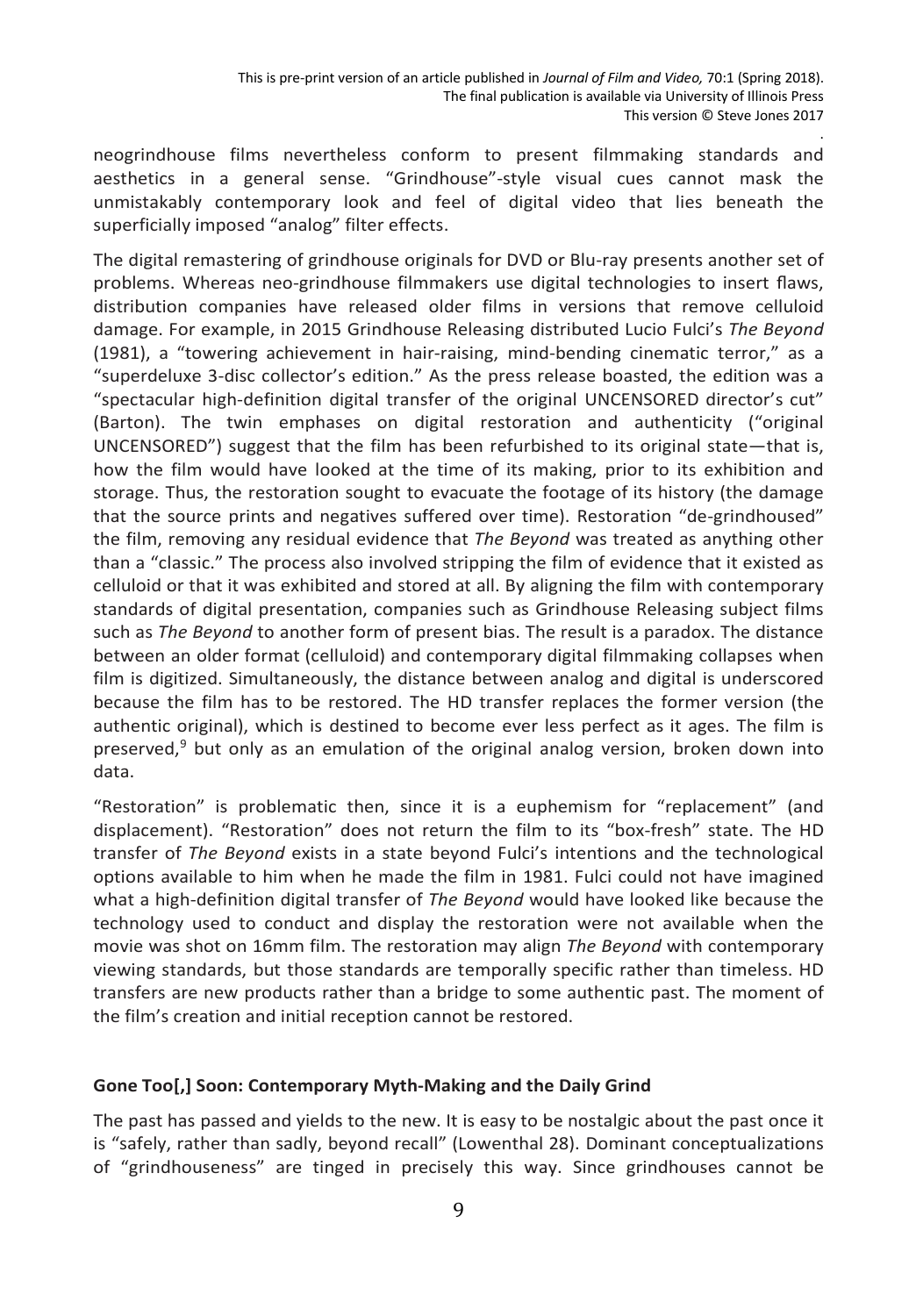neogrindhouse films nevertheless conform to present filmmaking standards and aesthetics in a general sense. "Grindhouse"-style visual cues cannot mask the unmistakably contemporary look and feel of digital video that lies beneath the superficially imposed "analog" filter effects.

The digital remastering of grindhouse originals for DVD or Blu-ray presents another set of problems. Whereas neo-grindhouse filmmakers use digital technologies to insert flaws, distribution companies have released older films in versions that remove celluloid damage. For example, in 2015 Grindhouse Releasing distributed Lucio Fulci's *The Beyond* (1981), a "towering achievement in hair-raising, mind-bending cinematic terror," as a "superdeluxe 3-disc collector's edition." As the press release boasted, the edition was a "spectacular high-definition digital transfer of the original UNCENSORED director's cut" (Barton). The twin emphases on digital restoration and authenticity ("original UNCENSORED") suggest that the film has been refurbished to its original state—that is, how the film would have looked at the time of its making, prior to its exhibition and storage. Thus, the restoration sought to evacuate the footage of its history (the damage that the source prints and negatives suffered over time). Restoration "de-grindhoused" the film, removing any residual evidence that *The Beyond* was treated as anything other than a "classic." The process also involved stripping the film of evidence that it existed as celluloid or that it was exhibited and stored at all. By aligning the film with contemporary standards of digital presentation, companies such as Grindhouse Releasing subject films such as *The Beyond* to another form of present bias. The result is a paradox. The distance between an older format (celluloid) and contemporary digital filmmaking collapses when film is digitized. Simultaneously, the distance between analog and digital is underscored because the film has to be restored. The HD transfer replaces the former version (the authentic original), which is destined to become ever less perfect as it ages. The film is preserved,[9] but only as an emulation of the original analog version, broken down into data.

"Restoration" is problematic then, since it is a euphemism for "replacement" (and displacement). "Restoration" does not return the film to its "box-fresh" state. The HD transfer of *The Beyond* exists in a state beyond Fulci's intentions and the technological options available to him when he made the film in 1981. Fulci could not have imagined what a high-definition digital transfer of *The Beyond* would have looked like because the technology used to conduct and display the restoration were not available when the movie was shot on 16mm film. The restoration may align *The Beyond* with contemporary viewing standards, but those standards are temporally specific rather than timeless. HD transfers are new products rather than a bridge to some authentic past. The moment of the film's creation and initial reception cannot be restored.

### Gone Too[,] Soon: Contemporary Myth-Making and the Daily Grind

The past has passed and yields to the new. It is easy to be nostalgic about the past once it is "safely, rather than sadly, beyond recall" (Lowenthal 28). Dominant conceptualizations of "grindhouseness" are tinged in precisely this way. Since grindhouses cannot be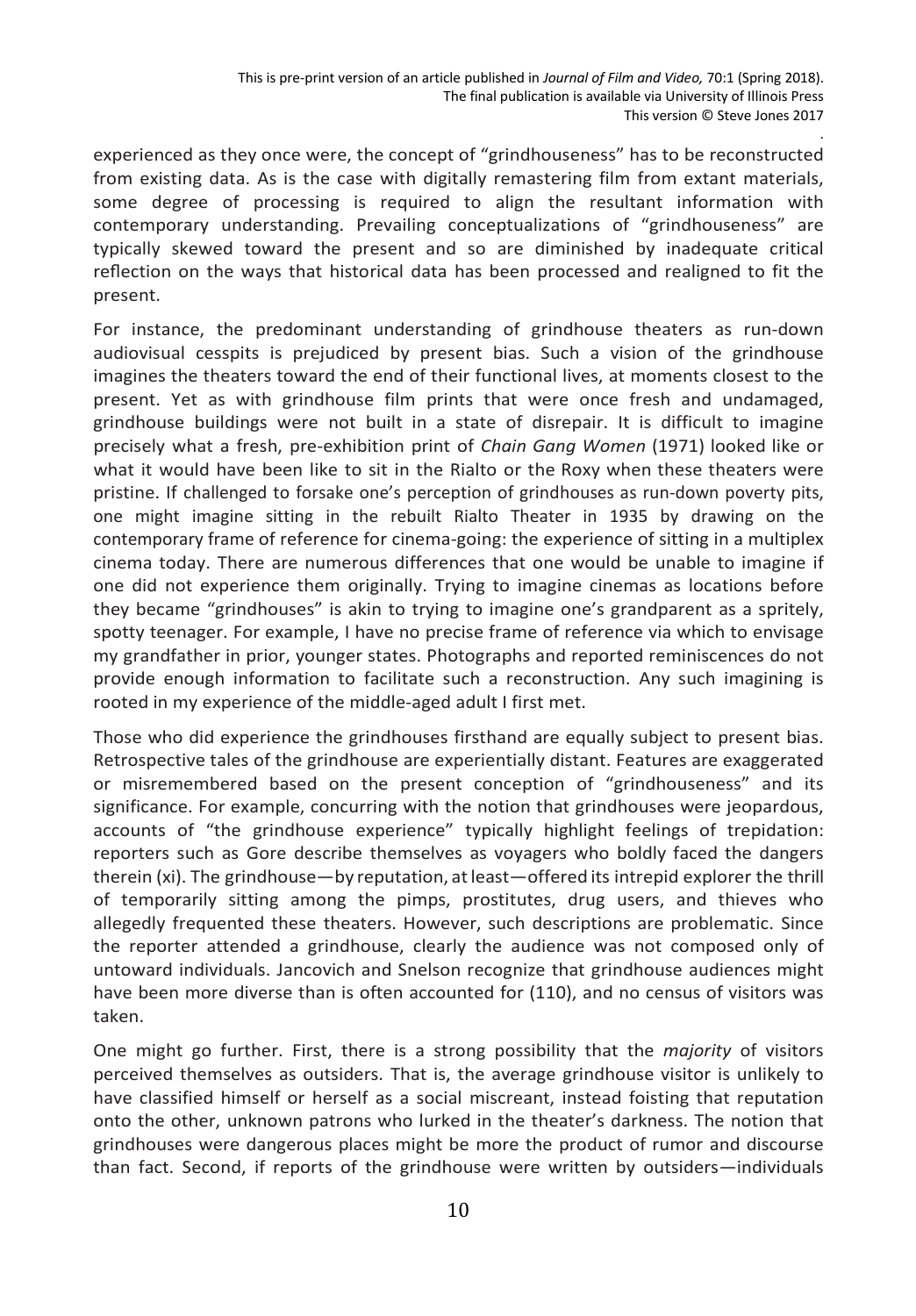experienced as they once were, the concept of "grindhouseness" has to be reconstructed from existing data. As is the case with digitally remastering film from extant materials, some degree of processing is required to align the resultant information with contemporary understanding. Prevailing conceptualizations of "grindhouseness" are typically skewed toward the present and so are diminished by inadequate critical reflection on the ways that historical data has been processed and realigned to fit the present.

For instance, the predominant understanding of grindhouse theaters as run-down audiovisual cesspits is prejudiced by present bias. Such a vision of the grindhouse imagines the theaters toward the end of their functional lives, at moments closest to the present. Yet as with grindhouse film prints that were once fresh and undamaged, grindhouse buildings were not built in a state of disrepair. It is difficult to imagine precisely what a fresh, pre-exhibition print of *Chain Gang Women* (1971) looked like or what it would have been like to sit in the Rialto or the Roxy when these theaters were pristine. If challenged to forsake one's perception of grindhouses as run-down poverty pits, one might imagine sitting in the rebuilt Rialto Theater in 1935 by drawing on the contemporary frame of reference for cinema-going: the experience of sitting in a multiplex cinema today. There are numerous differences that one would be unable to imagine if one did not experience them originally. Trying to imagine cinemas as locations before they became "grindhouses" is akin to trying to imagine one's grandparent as a spritely, spotty teenager. For example, I have no precise frame of reference via which to envisage my grandfather in prior, younger states. Photographs and reported reminiscences do not provide enough information to facilitate such a reconstruction. Any such imagining is rooted in my experience of the middle-aged adult I first met.

Those who did experience the grindhouses firsthand are equally subject to present bias. Retrospective tales of the grindhouse are experientially distant. Features are exaggerated or misremembered based on the present conception of "grindhouseness" and its significance. For example, concurring with the notion that grindhouses were jeopardous, accounts of "the grindhouse experience" typically highlight feelings of trepidation: reporters such as Gore describe themselves as voyagers who boldly faced the dangers therein (xi). The grindhouse—by reputation, at least—offered its intrepid explorer the thrill of temporarily sitting among the pimps, prostitutes, drug users, and thieves who allegedly frequented these theaters. However, such descriptions are problematic. Since the reporter attended a grindhouse, clearly the audience was not composed only of untoward individuals. Jancovich and Snelson recognize that grindhouse audiences might have been more diverse than is often accounted for (110), and no census of visitors was taken.

One might go further. First, there is a strong possibility that the *majority* of visitors perceived themselves as outsiders. That is, the average grindhouse visitor is unlikely to have classified himself or herself as a social miscreant, instead foisting that reputation onto the other, unknown patrons who lurked in the theater's darkness. The notion that grindhouses were dangerous places might be more the product of rumor and discourse than fact. Second, if reports of the grindhouse were written by outsiders—individuals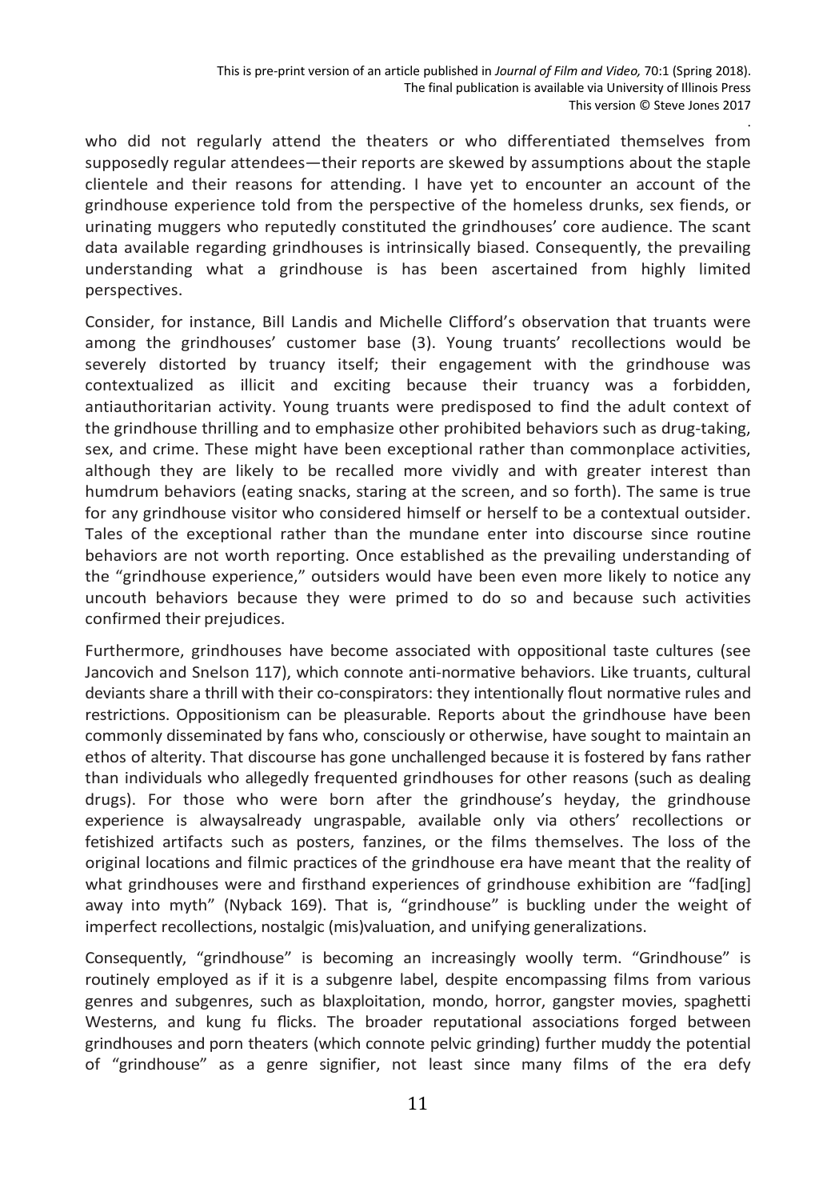who did not regularly attend the theaters or who differentiated themselves from supposedly regular attendees—their reports are skewed by assumptions about the staple clientele and their reasons for attending. I have yet to encounter an account of the grindhouse experience told from the perspective of the homeless drunks, sex fiends, or urinating muggers who reputedly constituted the grindhouses' core audience. The scant data available regarding grindhouses is intrinsically biased. Consequently, the prevailing understanding what a grindhouse is has been ascertained from highly limited perspectives.

Consider, for instance, Bill Landis and Michelle Clifford's observation that truants were among the grindhouses' customer base (3). Young truants' recollections would be severely distorted by truancy itself; their engagement with the grindhouse was contextualized as illicit and exciting because their truancy was a forbidden, antiauthoritarian activity. Young truants were predisposed to find the adult context of the grindhouse thrilling and to emphasize other prohibited behaviors such as drug-taking, sex, and crime. These might have been exceptional rather than commonplace activities, although they are likely to be recalled more vividly and with greater interest than humdrum behaviors (eating snacks, staring at the screen, and so forth). The same is true for any grindhouse visitor who considered himself or herself to be a contextual outsider. Tales of the exceptional rather than the mundane enter into discourse since routine behaviors are not worth reporting. Once established as the prevailing understanding of the "grindhouse experience," outsiders would have been even more likely to notice any uncouth behaviors because they were primed to do so and because such activities confirmed their prejudices.

Furthermore, grindhouses have become associated with oppositional taste cultures (see Jancovich and Snelson 117), which connote anti-normative behaviors. Like truants, cultural deviants share a thrill with their co-conspirators: they intentionally flout normative rules and restrictions. Oppositionism can be pleasurable. Reports about the grindhouse have been commonly disseminated by fans who, consciously or otherwise, have sought to maintain an ethos of alterity. That discourse has gone unchallenged because it is fostered by fans rather than individuals who allegedly frequented grindhouses for other reasons (such as dealing drugs). For those who were born after the grindhouse's heyday, the grindhouse experience is alwaysalready ungraspable, available only via others' recollections or fetishized artifacts such as posters, fanzines, or the films themselves. The loss of the original locations and filmic practices of the grindhouse era have meant that the reality of what grindhouses were and firsthand experiences of grindhouse exhibition are "fad[ing] away into myth" (Nyback 169). That is, "grindhouse" is buckling under the weight of imperfect recollections, nostalgic (mis)valuation, and unifying generalizations.

Consequently, "grindhouse" is becoming an increasingly woolly term. "Grindhouse" is routinely employed as if it is a subgenre label, despite encompassing films from various genres and subgenres, such as blaxploitation, mondo, horror, gangster movies, spaghetti Westerns, and kung fu flicks. The broader reputational associations forged between grindhouses and porn theaters (which connote pelvic grinding) further muddy the potential of "grindhouse" as a genre signifier, not least since many films of the era defy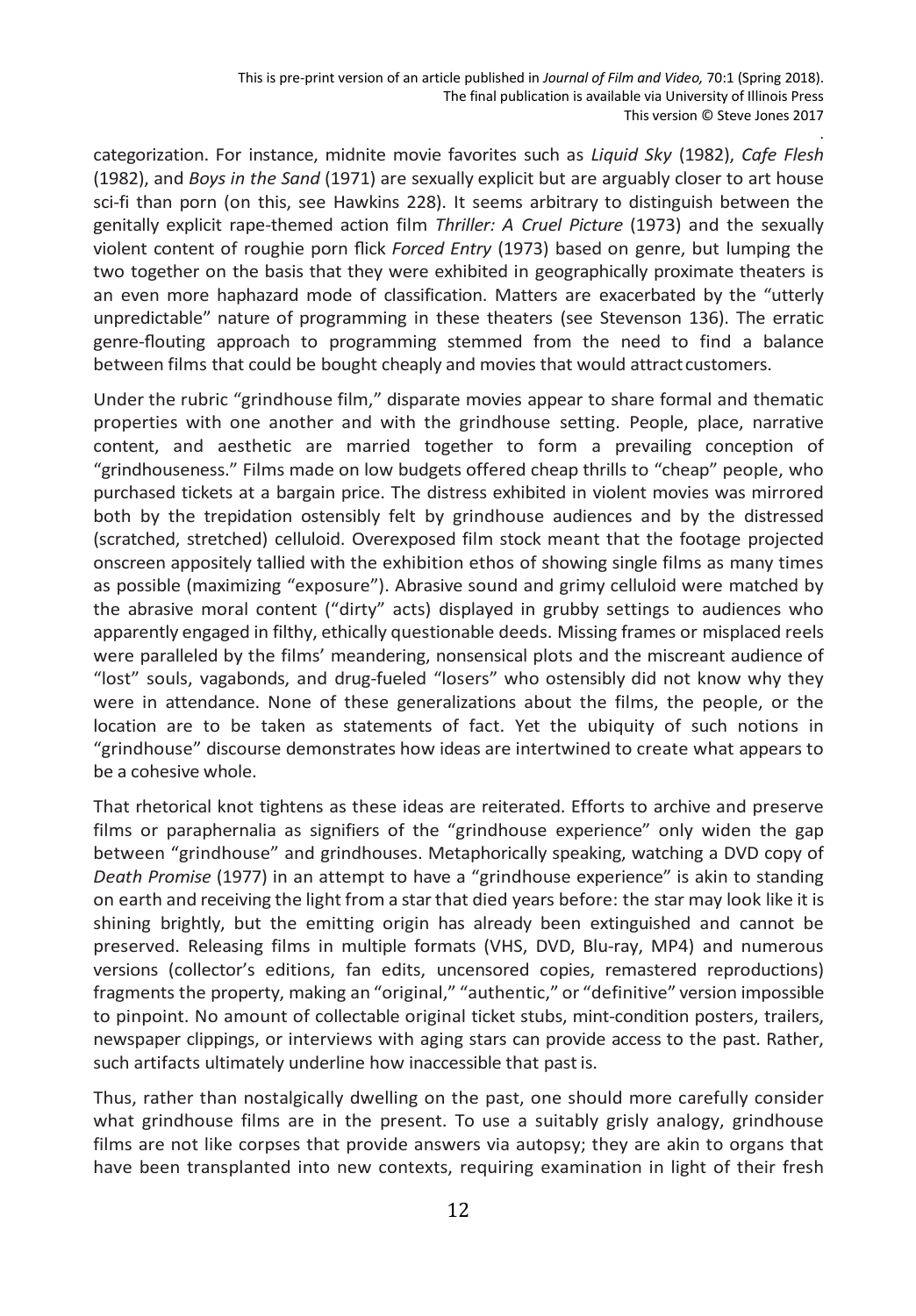categorization. For instance, midnite movie favorites such as *Liquid Sky* (1982), *Cafe Flesh* (1982), and *Boys in the Sand* (1971) are sexually explicit but are arguably closer to art house sci-fi than porn (on this, see Hawkins 228). It seems arbitrary to distinguish between the genitally explicit rape-themed action film *Thriller: A Cruel Picture* (1973) and the sexually violent content of roughie porn flick *Forced Entry* (1973) based on genre, but lumping the two together on the basis that they were exhibited in geographically proximate theaters is an even more haphazard mode of classification. Matters are exacerbated by the "utterly unpredictable" nature of programming in these theaters (see Stevenson 136). The erratic genre-flouting approach to programming stemmed from the need to find a balance between films that could be bought cheaply and movies that would attract customers.

Under the rubric "grindhouse film," disparate movies appear to share formal and thematic properties with one another and with the grindhouse setting. People, place, narrative content, and aesthetic are married together to form a prevailing conception of "grindhouseness." Films made on low budgets offered cheap thrills to "cheap" people, who purchased tickets at a bargain price. The distress exhibited in violent movies was mirrored both by the trepidation ostensibly felt by grindhouse audiences and by the distressed (scratched, stretched) celluloid. Overexposed film stock meant that the footage projected onscreen appositely tallied with the exhibition ethos of showing single films as many times as possible (maximizing "exposure"). Abrasive sound and grimy celluloid were matched by the abrasive moral content ("dirty" acts) displayed in grubby settings to audiences who apparently engaged in filthy, ethically questionable deeds. Missing frames or misplaced reels were paralleled by the films' meandering, nonsensical plots and the miscreant audience of "lost" souls, vagabonds, and drug-fueled "losers" who ostensibly did not know why they were in attendance. None of these generalizations about the films, the people, or the location are to be taken as statements of fact. Yet the ubiquity of such notions in "grindhouse" discourse demonstrates how ideas are intertwined to create what appears to be a cohesive whole.

That rhetorical knot tightens as these ideas are reiterated. Efforts to archive and preserve films or paraphernalia as signifiers of the "grindhouse experience" only widen the gap between "grindhouse" and grindhouses. Metaphorically speaking, watching a DVD copy of *Death Promise* (1977) in an attempt to have a "grindhouse experience" is akin to standing on earth and receiving the light from a star that died years before: the star may look like it is shining brightly, but the emitting origin has already been extinguished and cannot be preserved. Releasing films in multiple formats (VHS, DVD, Blu-ray, MP4) and numerous versions (collector's editions, fan edits, uncensored copies, remastered reproductions) fragments the property, making an "original," "authentic," or "definitive" version impossible to pinpoint. No amount of collectable original ticket stubs, mint-condition posters, trailers, newspaper clippings, or interviews with aging stars can provide access to the past. Rather, such artifacts ultimately underline how inaccessible that past is.

Thus, rather than nostalgically dwelling on the past, one should more carefully consider what grindhouse films are in the present. To use a suitably grisly analogy, grindhouse films are not like corpses that provide answers via autopsy; they are akin to organs that have been transplanted into new contexts, requiring examination in light of their fresh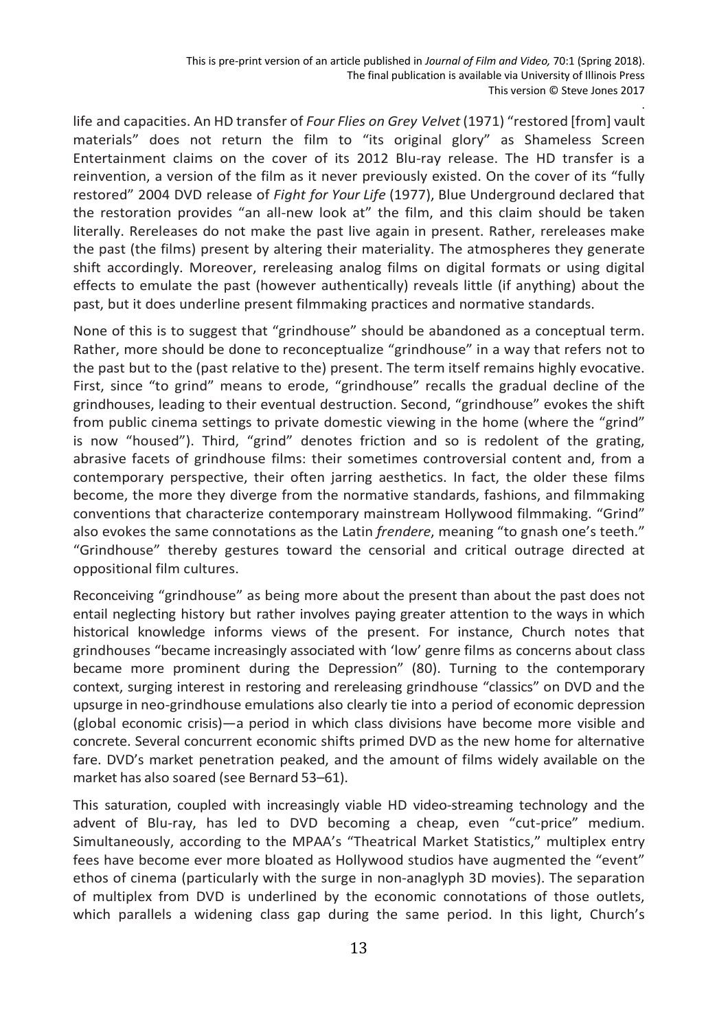life and capacities. An HD transfer of *Four Flies on Grey Velvet* (1971) "restored [from] vault materials" does not return the film to "its original glory" as Shameless Screen Entertainment claims on the cover of its 2012 Blu-ray release. The HD transfer is a reinvention, a version of the film as it never previously existed. On the cover of its "fully restored" 2004 DVD release of *Fight for Your Life* (1977), Blue Underground declared that the restoration provides "an all-new look at" the film, and this claim should be taken literally. Rereleases do not make the past live again in present. Rather, rereleases make the past (the films) present by altering their materiality. The atmospheres they generate shift accordingly. Moreover, rereleasing analog films on digital formats or using digital effects to emulate the past (however authentically) reveals little (if anything) about the past, but it does underline present filmmaking practices and normative standards.

None of this is to suggest that "grindhouse" should be abandoned as a conceptual term. Rather, more should be done to reconceptualize "grindhouse" in a way that refers not to the past but to the (past relative to the) present. The term itself remains highly evocative. First, since "to grind" means to erode, "grindhouse" recalls the gradual decline of the grindhouses, leading to their eventual destruction. Second, "grindhouse" evokes the shift from public cinema settings to private domestic viewing in the home (where the "grind" is now "housed"). Third, "grind" denotes friction and so is redolent of the grating, abrasive facets of grindhouse films: their sometimes controversial content and, from a contemporary perspective, their often jarring aesthetics. In fact, the older these films become, the more they diverge from the normative standards, fashions, and filmmaking conventions that characterize contemporary mainstream Hollywood filmmaking. "Grind" also evokes the same connotations as the Latin *frendere*, meaning "to gnash one's teeth." "Grindhouse" thereby gestures toward the censorial and critical outrage directed at oppositional film cultures.

Reconceiving "grindhouse" as being more about the present than about the past does not entail neglecting history but rather involves paying greater attention to the ways in which historical knowledge informs views of the present. For instance, Church notes that grindhouses "became increasingly associated with 'low' genre films as concerns about class became more prominent during the Depression" (80). Turning to the contemporary context, surging interest in restoring and rereleasing grindhouse "classics" on DVD and the upsurge in neo-grindhouse emulations also clearly tie into a period of economic depression (global economic crisis)—a period in which class divisions have become more visible and concrete. Several concurrent economic shifts primed DVD as the new home for alternative fare. DVD's market penetration peaked, and the amount of films widely available on the market has also soared (see Bernard 53–61).

This saturation, coupled with increasingly viable HD video-streaming technology and the advent of Blu-ray, has led to DVD becoming a cheap, even "cut-price" medium. Simultaneously, according to the MPAA's "Theatrical Market Statistics," multiplex entry fees have become ever more bloated as Hollywood studios have augmented the "event" ethos of cinema (particularly with the surge in non-anaglyph 3D movies). The separation of multiplex from DVD is underlined by the economic connotations of those outlets, which parallels a widening class gap during the same period. In this light, Church's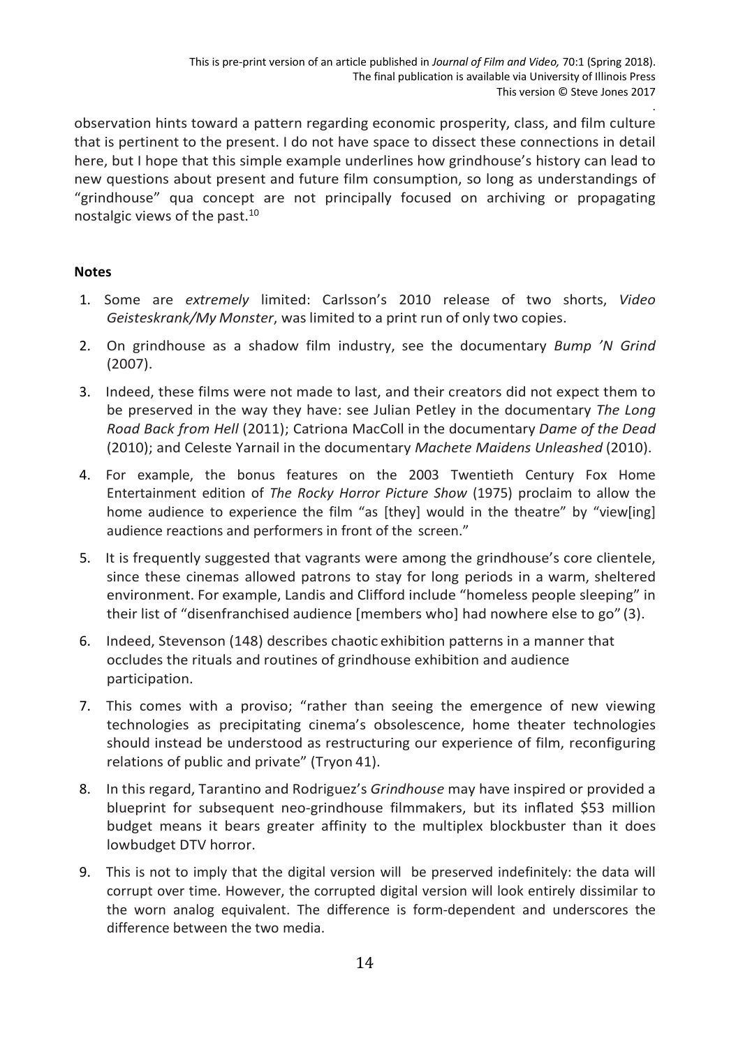observation hints toward a pattern regarding economic prosperity, class, and film culture that is pertinent to the present. I do not have space to dissect these connections in detail here, but I hope that this simple example underlines how grindhouse's history can lead to new questions about present and future film consumption, so long as understandings of "grindhouse" qua concept are not principally focused on archiving or propagating nostalgic views of the past.[10]

## Notes

1. Some are *extremely* limited: Carlsson's 2010 release of two shorts, *Video Geisteskrank/My Monster*, was limited to a print run of only two copies.
2. On grindhouse as a shadow film industry, see the documentary *Bump 'N Grind* (2007).
3. Indeed, these films were not made to last, and their creators did not expect them to be preserved in the way they have: see Julian Petley in the documentary *The Long Road Back from Hell* (2011); Catriona MacColl in the documentary *Dame of the Dead* (2010); and Celeste Yarnail in the documentary *Machete Maidens Unleashed* (2010).
4. For example, the bonus features on the 2003 Twentieth Century Fox Home Entertainment edition of *The Rocky Horror Picture Show* (1975) proclaim to allow the home audience to experience the film "as [they] would in the theatre" by "view[ing] audience reactions and performers in front of the screen."
5. It is frequently suggested that vagrants were among the grindhouse's core clientele, since these cinemas allowed patrons to stay for long periods in a warm, sheltered environment. For example, Landis and Clifford include "homeless people sleeping" in their list of "disenfranchised audience [members who] had nowhere else to go" (3).
6. Indeed, Stevenson (148) describes chaotic exhibition patterns in a manner that occludes the rituals and routines of grindhouse exhibition and audience participation.
7. This comes with a proviso; "rather than seeing the emergence of new viewing technologies as precipitating cinema's obsolescence, home theater technologies should instead be understood as restructuring our experience of film, reconfiguring relations of public and private" (Tryon 41).
8. In this regard, Tarantino and Rodriguez's *Grindhouse* may have inspired or provided a blueprint for subsequent neo-grindhouse filmmakers, but its inflated $53 million budget means it bears greater affinity to the multiplex blockbuster than it does lowbudget DTV horror.
9. This is not to imply that the digital version will be preserved indefinitely: the data will corrupt over time. However, the corrupted digital version will look entirely dissimilar to the worn analog equivalent. The difference is form-dependent and underscores the difference between the two media.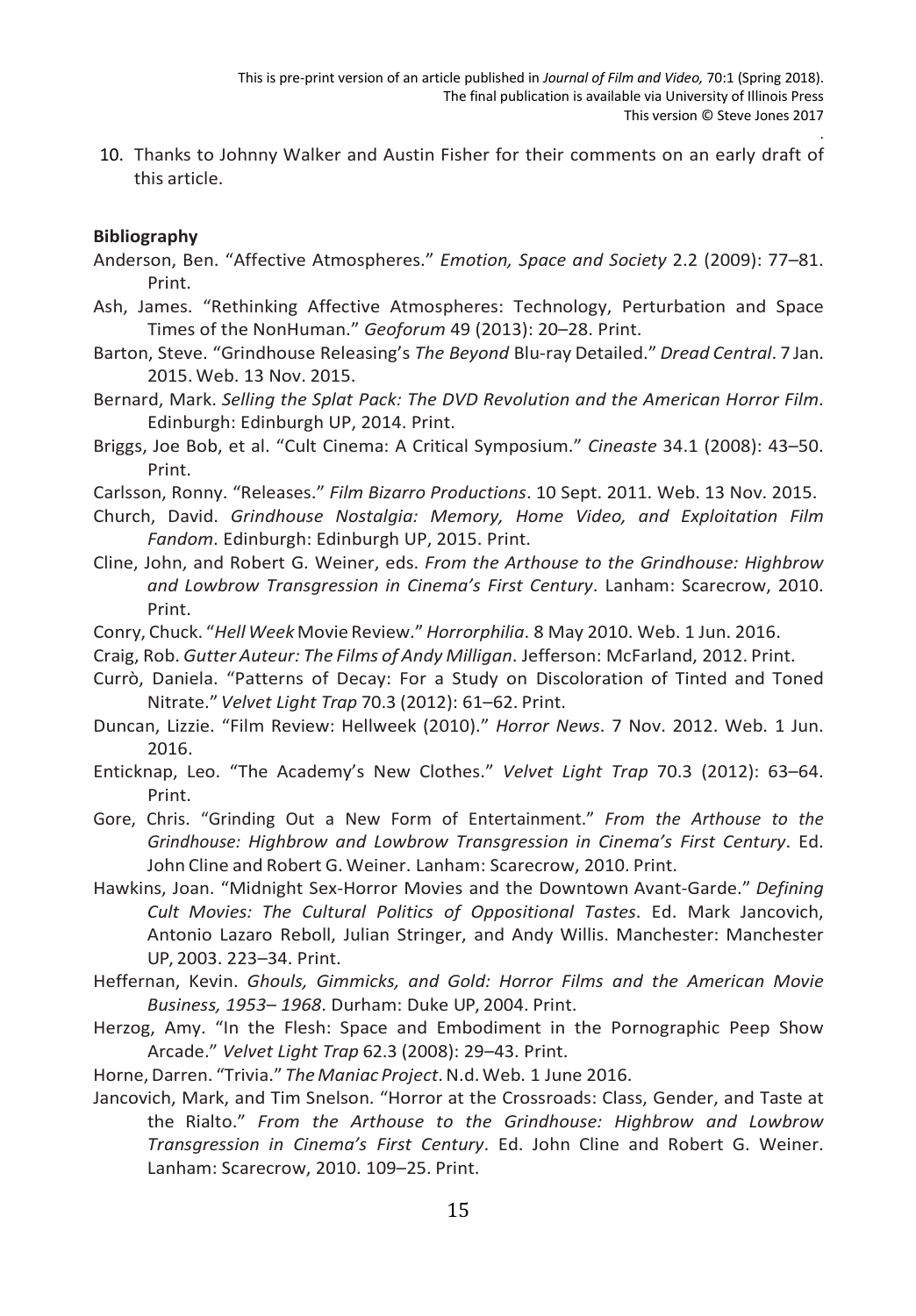10. Thanks to Johnny Walker and Austin Fisher for their comments on an early draft of this article.

**Bibliography**

Anderson, Ben. "Affective Atmospheres." *Emotion, Space and Society* 2.2 (2009): 77–81. Print.

Ash, James. "Rethinking Affective Atmospheres: Technology, Perturbation and Space Times of the NonHuman." *Geoforum* 49 (2013): 20–28. Print.

Barton, Steve. "Grindhouse Releasing's *The Beyond* Blu-ray Detailed." *Dread Central*. 7 Jan. 2015. Web. 13 Nov. 2015.

Bernard, Mark. *Selling the Splat Pack: The DVD Revolution and the American Horror Film*. Edinburgh: Edinburgh UP, 2014. Print.

Briggs, Joe Bob, et al. "Cult Cinema: A Critical Symposium." *Cineaste* 34.1 (2008): 43–50. Print.

Carlsson, Ronny. "Releases." *Film Bizarro Productions*. 10 Sept. 2011. Web. 13 Nov. 2015.

Church, David. *Grindhouse Nostalgia: Memory, Home Video, and Exploitation Film Fandom*. Edinburgh: Edinburgh UP, 2015. Print.

Cline, John, and Robert G. Weiner, eds. *From the Arthouse to the Grindhouse: Highbrow and Lowbrow Transgression in Cinema's First Century*. Lanham: Scarecrow, 2010. Print.

Conry, Chuck. "*Hell Week* Movie Review." *Horrorphilia*. 8 May 2010. Web. 1 Jun. 2016.

Craig, Rob. *Gutter Auteur: The Films of Andy Milligan*. Jefferson: McFarland, 2012. Print.

Currò, Daniela. "Patterns of Decay: For a Study on Discoloration of Tinted and Toned Nitrate." *Velvet Light Trap* 70.3 (2012): 61–62. Print.

Duncan, Lizzie. "Film Review: Hellweek (2010)." *Horror News*. 7 Nov. 2012. Web. 1 Jun. 2016.

Enticknap, Leo. "The Academy's New Clothes." *Velvet Light Trap* 70.3 (2012): 63–64. Print.

Gore, Chris. "Grinding Out a New Form of Entertainment." *From the Arthouse to the Grindhouse: Highbrow and Lowbrow Transgression in Cinema's First Century*. Ed. John Cline and Robert G. Weiner. Lanham: Scarecrow, 2010. Print.

Hawkins, Joan. "Midnight Sex-Horror Movies and the Downtown Avant-Garde." *Defining Cult Movies: The Cultural Politics of Oppositional Tastes*. Ed. Mark Jancovich, Antonio Lazaro Reboll, Julian Stringer, and Andy Willis. Manchester: Manchester UP, 2003. 223–34. Print.

Heffernan, Kevin. *Ghouls, Gimmicks, and Gold: Horror Films and the American Movie Business, 1953– 1968*. Durham: Duke UP, 2004. Print.

Herzog, Amy. "In the Flesh: Space and Embodiment in the Pornographic Peep Show Arcade." *Velvet Light Trap* 62.3 (2008): 29–43. Print.

Horne, Darren. "Trivia." *The Maniac Project*. N.d. Web. 1 June 2016.

Jancovich, Mark, and Tim Snelson. "Horror at the Crossroads: Class, Gender, and Taste at the Rialto." *From the Arthouse to the Grindhouse: Highbrow and Lowbrow Transgression in Cinema's First Century*. Ed. John Cline and Robert G. Weiner. Lanham: Scarecrow, 2010. 109–25. Print.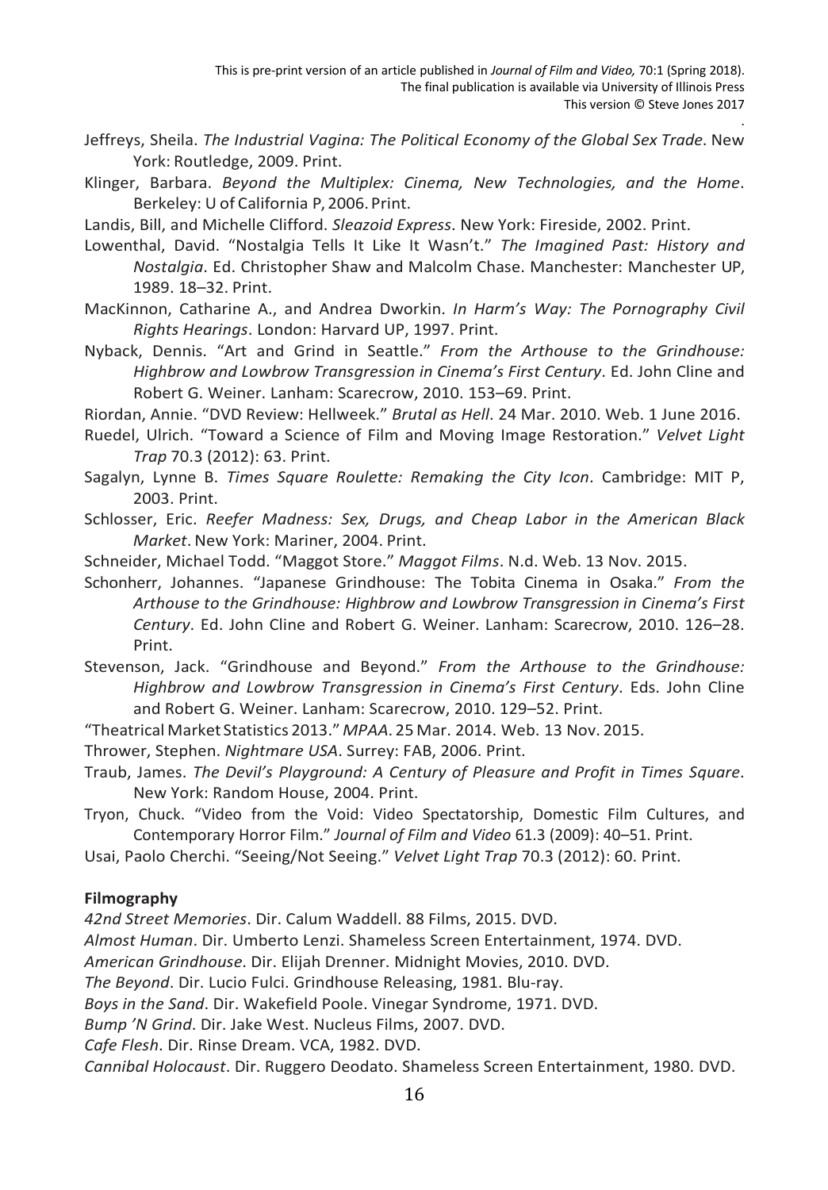Jeffreys, Sheila. *The Industrial Vagina: The Political Economy of the Global Sex Trade*. New York: Routledge, 2009. Print.

Klinger, Barbara. *Beyond the Multiplex: Cinema, New Technologies, and the Home*. Berkeley: U of California P, 2006. Print.

Landis, Bill, and Michelle Clifford. *Sleazoid Express*. New York: Fireside, 2002. Print.

Lowenthal, David. "Nostalgia Tells It Like It Wasn't." *The Imagined Past: History and Nostalgia*. Ed. Christopher Shaw and Malcolm Chase. Manchester: Manchester UP, 1989. 18–32. Print.

MacKinnon, Catharine A., and Andrea Dworkin. *In Harm's Way: The Pornography Civil Rights Hearings*. London: Harvard UP, 1997. Print.

Nyback, Dennis. "Art and Grind in Seattle." *From the Arthouse to the Grindhouse: Highbrow and Lowbrow Transgression in Cinema's First Century*. Ed. John Cline and Robert G. Weiner. Lanham: Scarecrow, 2010. 153–69. Print.

Riordan, Annie. "DVD Review: Hellweek." *Brutal as Hell*. 24 Mar. 2010. Web. 1 June 2016.

Ruedel, Ulrich. "Toward a Science of Film and Moving Image Restoration." *Velvet Light Trap* 70.3 (2012): 63. Print.

Sagalyn, Lynne B. *Times Square Roulette: Remaking the City Icon*. Cambridge: MIT P, 2003. Print.

Schlosser, Eric. *Reefer Madness: Sex, Drugs, and Cheap Labor in the American Black Market*. New York: Mariner, 2004. Print.

Schneider, Michael Todd. "Maggot Store." *Maggot Films*. N.d. Web. 13 Nov. 2015.

Schonherr, Johannes. "Japanese Grindhouse: The Tobita Cinema in Osaka." *From the Arthouse to the Grindhouse: Highbrow and Lowbrow Transgression in Cinema's First Century*. Ed. John Cline and Robert G. Weiner. Lanham: Scarecrow, 2010. 126–28. Print.

Stevenson, Jack. "Grindhouse and Beyond." *From the Arthouse to the Grindhouse: Highbrow and Lowbrow Transgression in Cinema's First Century*. Eds. John Cline and Robert G. Weiner. Lanham: Scarecrow, 2010. 129–52. Print.

"Theatrical Market Statistics 2013." *MPAA*. 25 Mar. 2014. Web. 13 Nov. 2015.

Thrower, Stephen. *Nightmare USA*. Surrey: FAB, 2006. Print.

Traub, James. *The Devil's Playground: A Century of Pleasure and Profit in Times Square*. New York: Random House, 2004. Print.

Tryon, Chuck. "Video from the Void: Video Spectatorship, Domestic Film Cultures, and Contemporary Horror Film." *Journal of Film and Video* 61.3 (2009): 40–51. Print.

Usai, Paolo Cherchi. "Seeing/Not Seeing." *Velvet Light Trap* 70.3 (2012): 60. Print.

**Filmography**

*42nd Street Memories*. Dir. Calum Waddell. 88 Films, 2015. DVD.

*Almost Human*. Dir. Umberto Lenzi. Shameless Screen Entertainment, 1974. DVD.

*American Grindhouse*. Dir. Elijah Drenner. Midnight Movies, 2010. DVD.

*The Beyond*. Dir. Lucio Fulci. Grindhouse Releasing, 1981. Blu-ray.

*Boys in the Sand*. Dir. Wakefield Poole. Vinegar Syndrome, 1971. DVD.

*Bump 'N Grind*. Dir. Jake West. Nucleus Films, 2007. DVD.

*Cafe Flesh*. Dir. Rinse Dream. VCA, 1982. DVD.

*Cannibal Holocaust*. Dir. Ruggero Deodato. Shameless Screen Entertainment, 1980. DVD.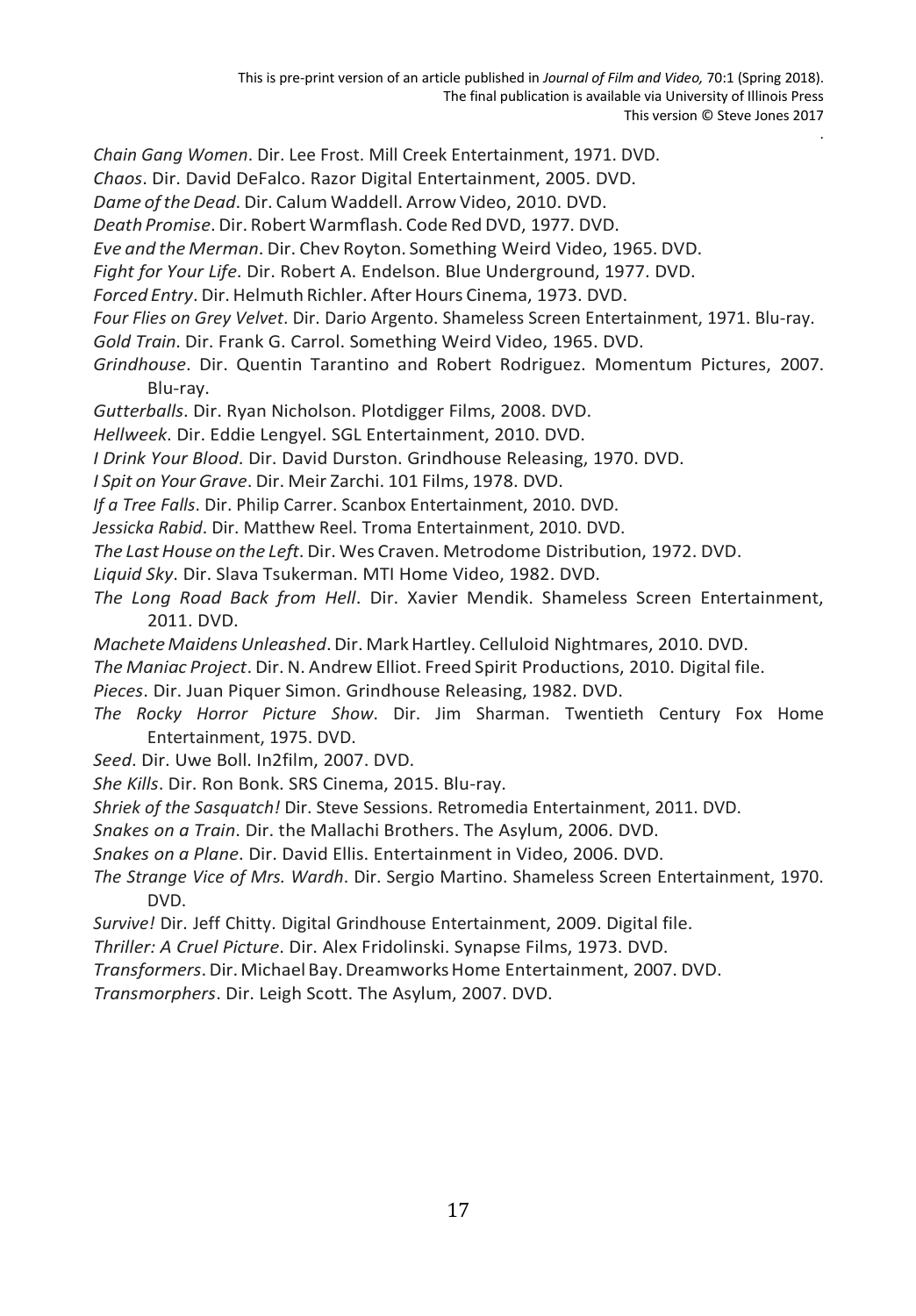*Chain Gang Women*. Dir. Lee Frost. Mill Creek Entertainment, 1971. DVD.

*Chaos*. Dir. David DeFalco. Razor Digital Entertainment, 2005. DVD.

*Dame of the Dead*. Dir. Calum Waddell. Arrow Video, 2010. DVD.

*Death Promise*. Dir. Robert Warmflash. Code Red DVD, 1977. DVD.

*Eve and the Merman*. Dir. Chev Royton. Something Weird Video, 1965. DVD.

*Fight for Your Life*. Dir. Robert A. Endelson. Blue Underground, 1977. DVD.

*Forced Entry*. Dir. Helmuth Richler. After Hours Cinema, 1973. DVD.

*Four Flies on Grey Velvet*. Dir. Dario Argento. Shameless Screen Entertainment, 1971. Blu-ray.

*Gold Train*. Dir. Frank G. Carrol. Something Weird Video, 1965. DVD.

*Grindhouse*. Dir. Quentin Tarantino and Robert Rodriguez. Momentum Pictures, 2007. Blu-ray.

*Gutterballs*. Dir. Ryan Nicholson. Plotdigger Films, 2008. DVD.

*Hellweek*. Dir. Eddie Lengyel. SGL Entertainment, 2010. DVD.

*I Drink Your Blood*. Dir. David Durston. Grindhouse Releasing, 1970. DVD.

*I Spit on Your Grave*. Dir. Meir Zarchi. 101 Films, 1978. DVD.

*If a Tree Falls*. Dir. Philip Carrer. Scanbox Entertainment, 2010. DVD.

*Jessicka Rabid*. Dir. Matthew Reel. Troma Entertainment, 2010. DVD.

*The Last House on the Left*. Dir. Wes Craven. Metrodome Distribution, 1972. DVD.

*Liquid Sky*. Dir. Slava Tsukerman. MTI Home Video, 1982. DVD.

*The Long Road Back from Hell*. Dir. Xavier Mendik. Shameless Screen Entertainment, 2011. DVD.

*Machete Maidens Unleashed*. Dir. Mark Hartley. Celluloid Nightmares, 2010. DVD.

*The Maniac Project*. Dir. N. Andrew Elliot. Freed Spirit Productions, 2010. Digital file.

*Pieces*. Dir. Juan Piquer Simon. Grindhouse Releasing, 1982. DVD.

*The Rocky Horror Picture Show*. Dir. Jim Sharman. Twentieth Century Fox Home Entertainment, 1975. DVD.

*Seed*. Dir. Uwe Boll. In2film, 2007. DVD.

*She Kills*. Dir. Ron Bonk. SRS Cinema, 2015. Blu-ray.

*Shriek of the Sasquatch!* Dir. Steve Sessions. Retromedia Entertainment, 2011. DVD.

*Snakes on a Train*. Dir. the Mallachi Brothers. The Asylum, 2006. DVD.

*Snakes on a Plane*. Dir. David Ellis. Entertainment in Video, 2006. DVD.

*The Strange Vice of Mrs. Wardh*. Dir. Sergio Martino. Shameless Screen Entertainment, 1970. DVD.

*Survive!* Dir. Jeff Chitty. Digital Grindhouse Entertainment, 2009. Digital file.

*Thriller: A Cruel Picture*. Dir. Alex Fridolinski. Synapse Films, 1973. DVD.

*Transformers*. Dir. Michael Bay. Dreamworks Home Entertainment, 2007. DVD.

*Transmorphers*. Dir. Leigh Scott. The Asylum, 2007. DVD.